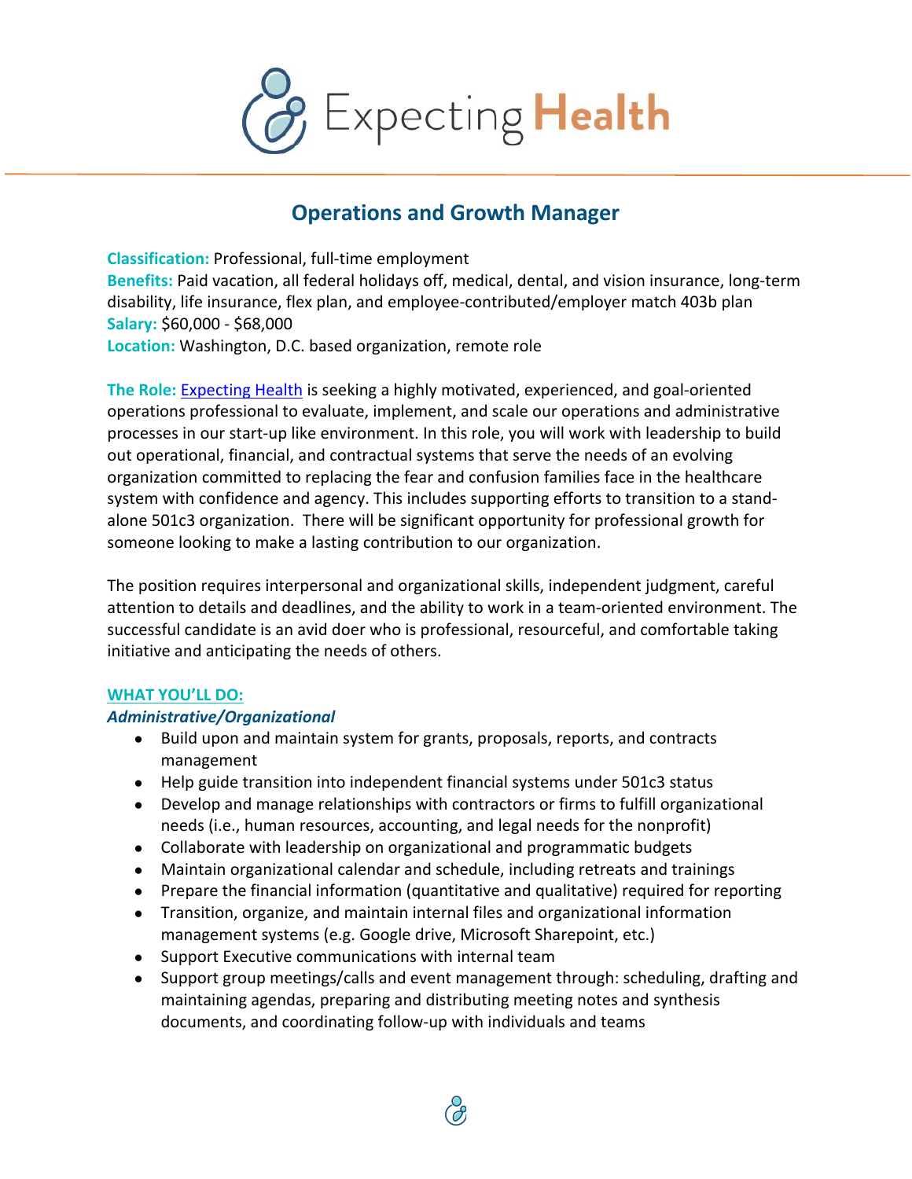# Expecting Health

## Operations and Growth Manager

**Classification:** Professional, full-time employment
**Benefits:** Paid vacation, all federal holidays off, medical, dental, and vision insurance, long-term disability, life insurance, flex plan, and employee-contributed/employer match 403b plan
**Salary:** $60,000 - $68,000
**Location:** Washington, D.C. based organization, remote role

**The Role:** [Expecting Health] is seeking a highly motivated, experienced, and goal-oriented operations professional to evaluate, implement, and scale our operations and administrative processes in our start-up like environment. In this role, you will work with leadership to build out operational, financial, and contractual systems that serve the needs of an evolving organization committed to replacing the fear and confusion families face in the healthcare system with confidence and agency. This includes supporting efforts to transition to a stand-alone 501c3 organization. There will be significant opportunity for professional growth for someone looking to make a lasting contribution to our organization.

The position requires interpersonal and organizational skills, independent judgment, careful attention to details and deadlines, and the ability to work in a team-oriented environment. The successful candidate is an avid doer who is professional, resourceful, and comfortable taking initiative and anticipating the needs of others.

### WHAT YOU'LL DO:

***Administrative/Organizational***

- Build upon and maintain system for grants, proposals, reports, and contracts management
- Help guide transition into independent financial systems under 501c3 status
- Develop and manage relationships with contractors or firms to fulfill organizational needs (i.e., human resources, accounting, and legal needs for the nonprofit)
- Collaborate with leadership on organizational and programmatic budgets
- Maintain organizational calendar and schedule, including retreats and trainings
- Prepare the financial information (quantitative and qualitative) required for reporting
- Transition, organize, and maintain internal files and organizational information management systems (e.g. Google drive, Microsoft Sharepoint, etc.)
- Support Executive communications with internal team
- Support group meetings/calls and event management through: scheduling, drafting and maintaining agendas, preparing and distributing meeting notes and synthesis documents, and coordinating follow-up with individuals and teams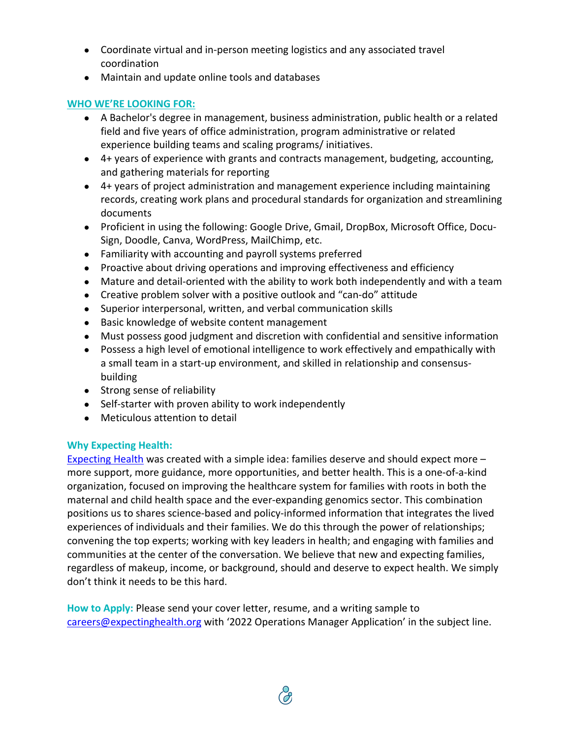- Coordinate virtual and in-person meeting logistics and any associated travel coordination
- Maintain and update online tools and databases

## WHO WE'RE LOOKING FOR:

- A Bachelor's degree in management, business administration, public health or a related field and five years of office administration, program administrative or related experience building teams and scaling programs/ initiatives.
- 4+ years of experience with grants and contracts management, budgeting, accounting, and gathering materials for reporting
- 4+ years of project administration and management experience including maintaining records, creating work plans and procedural standards for organization and streamlining documents
- Proficient in using the following: Google Drive, Gmail, DropBox, Microsoft Office, Docu-Sign, Doodle, Canva, WordPress, MailChimp, etc.
- Familiarity with accounting and payroll systems preferred
- Proactive about driving operations and improving effectiveness and efficiency
- Mature and detail-oriented with the ability to work both independently and with a team
- Creative problem solver with a positive outlook and "can-do" attitude
- Superior interpersonal, written, and verbal communication skills
- Basic knowledge of website content management
- Must possess good judgment and discretion with confidential and sensitive information
- Possess a high level of emotional intelligence to work effectively and empathically with a small team in a start-up environment, and skilled in relationship and consensus-building
- Strong sense of reliability
- Self-starter with proven ability to work independently
- Meticulous attention to detail

## Why Expecting Health:

Expecting Health was created with a simple idea: families deserve and should expect more – more support, more guidance, more opportunities, and better health. This is a one-of-a-kind organization, focused on improving the healthcare system for families with roots in both the maternal and child health space and the ever-expanding genomics sector. This combination positions us to shares science-based and policy-informed information that integrates the lived experiences of individuals and their families. We do this through the power of relationships; convening the top experts; working with key leaders in health; and engaging with families and communities at the center of the conversation. We believe that new and expecting families, regardless of makeup, income, or background, should and deserve to expect health. We simply don't think it needs to be this hard.

**How to Apply:** Please send your cover letter, resume, and a writing sample to careers@expectinghealth.org with '2022 Operations Manager Application' in the subject line.